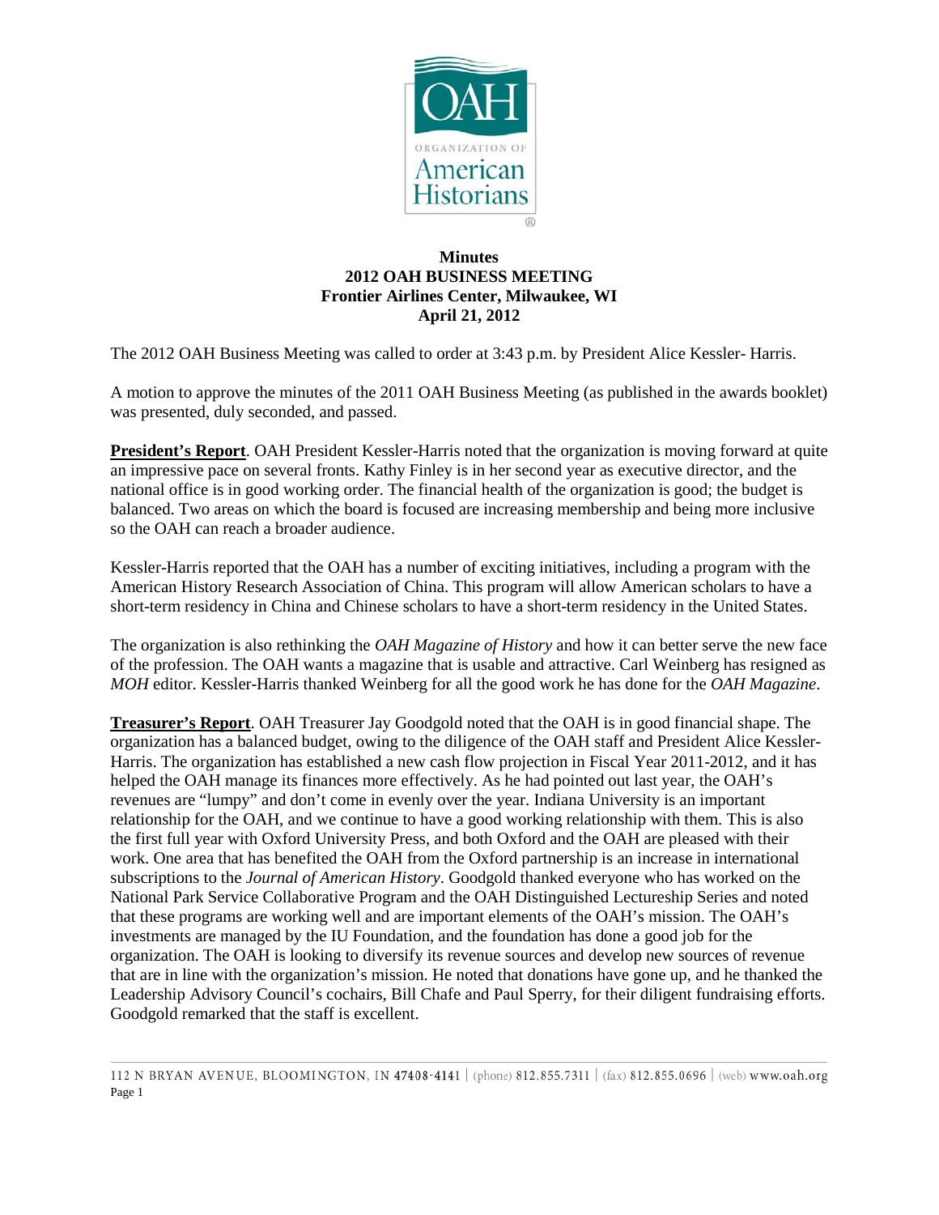**Minutes**
**2012 OAH BUSINESS MEETING**
**Frontier Airlines Center, Milwaukee, WI**
**April 21, 2012**

The 2012 OAH Business Meeting was called to order at 3:43 p.m. by President Alice Kessler- Harris.

A motion to approve the minutes of the 2011 OAH Business Meeting (as published in the awards booklet) was presented, duly seconded, and passed.

**President's Report**. OAH President Kessler-Harris noted that the organization is moving forward at quite an impressive pace on several fronts. Kathy Finley is in her second year as executive director, and the national office is in good working order. The financial health of the organization is good; the budget is balanced. Two areas on which the board is focused are increasing membership and being more inclusive so the OAH can reach a broader audience.

Kessler-Harris reported that the OAH has a number of exciting initiatives, including a program with the American History Research Association of China. This program will allow American scholars to have a short-term residency in China and Chinese scholars to have a short-term residency in the United States.

The organization is also rethinking the *OAH Magazine of History* and how it can better serve the new face of the profession. The OAH wants a magazine that is usable and attractive. Carl Weinberg has resigned as *MOH* editor. Kessler-Harris thanked Weinberg for all the good work he has done for the *OAH Magazine*.

**Treasurer's Report**. OAH Treasurer Jay Goodgold noted that the OAH is in good financial shape. The organization has a balanced budget, owing to the diligence of the OAH staff and President Alice Kessler-Harris. The organization has established a new cash flow projection in Fiscal Year 2011-2012, and it has helped the OAH manage its finances more effectively. As he had pointed out last year, the OAH's revenues are "lumpy" and don't come in evenly over the year. Indiana University is an important relationship for the OAH, and we continue to have a good working relationship with them. This is also the first full year with Oxford University Press, and both Oxford and the OAH are pleased with their work. One area that has benefited the OAH from the Oxford partnership is an increase in international subscriptions to the *Journal of American History*. Goodgold thanked everyone who has worked on the National Park Service Collaborative Program and the OAH Distinguished Lectureship Series and noted that these programs are working well and are important elements of the OAH's mission. The OAH's investments are managed by the IU Foundation, and the foundation has done a good job for the organization. The OAH is looking to diversify its revenue sources and develop new sources of revenue that are in line with the organization's mission. He noted that donations have gone up, and he thanked the Leadership Advisory Council's cochairs, Bill Chafe and Paul Sperry, for their diligent fundraising efforts. Goodgold remarked that the staff is excellent.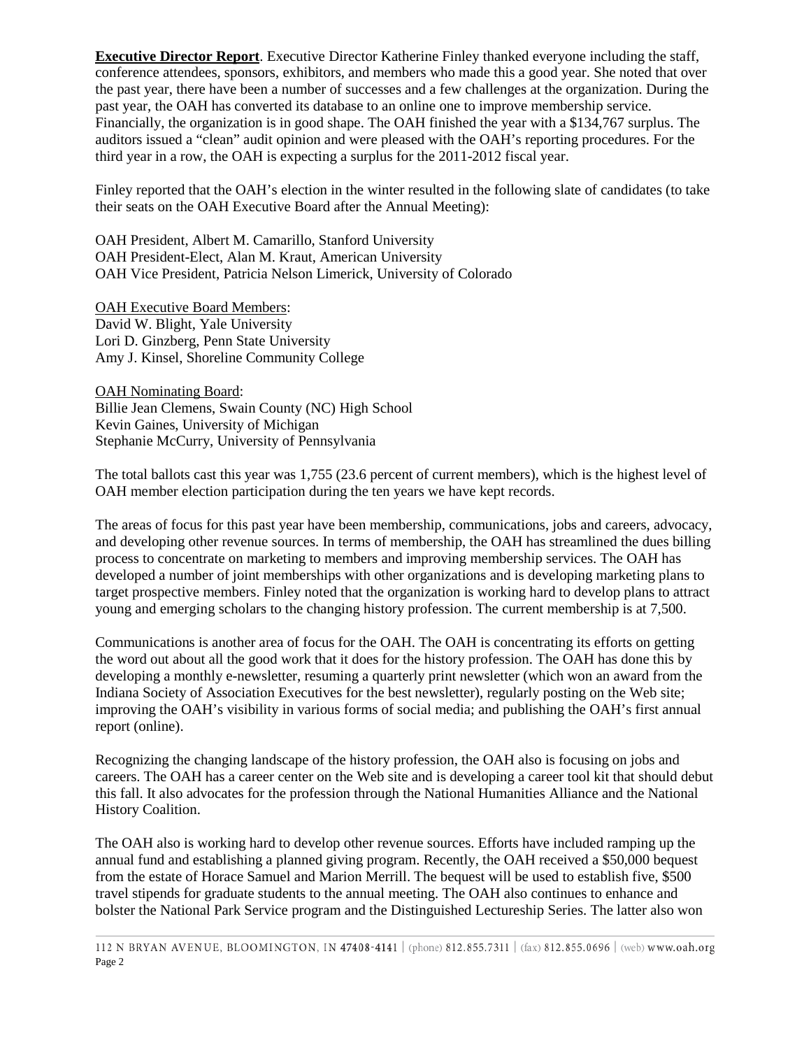**<u>Executive Director Report</u>**. Executive Director Katherine Finley thanked everyone including the staff, conference attendees, sponsors, exhibitors, and members who made this a good year. She noted that over the past year, there have been a number of successes and a few challenges at the organization. During the past year, the OAH has converted its database to an online one to improve membership service. Financially, the organization is in good shape. The OAH finished the year with a $134,767 surplus. The auditors issued a "clean" audit opinion and were pleased with the OAH's reporting procedures. For the third year in a row, the OAH is expecting a surplus for the 2011-2012 fiscal year.

Finley reported that the OAH's election in the winter resulted in the following slate of candidates (to take their seats on the OAH Executive Board after the Annual Meeting):

OAH President, Albert M. Camarillo, Stanford University
OAH President-Elect, Alan M. Kraut, American University
OAH Vice President, Patricia Nelson Limerick, University of Colorado

<u>OAH Executive Board Members</u>:
David W. Blight, Yale University
Lori D. Ginzberg, Penn State University
Amy J. Kinsel, Shoreline Community College

<u>OAH Nominating Board</u>:
Billie Jean Clemens, Swain County (NC) High School
Kevin Gaines, University of Michigan
Stephanie McCurry, University of Pennsylvania

The total ballots cast this year was 1,755 (23.6 percent of current members), which is the highest level of OAH member election participation during the ten years we have kept records.

The areas of focus for this past year have been membership, communications, jobs and careers, advocacy, and developing other revenue sources. In terms of membership, the OAH has streamlined the dues billing process to concentrate on marketing to members and improving membership services. The OAH has developed a number of joint memberships with other organizations and is developing marketing plans to target prospective members. Finley noted that the organization is working hard to develop plans to attract young and emerging scholars to the changing history profession. The current membership is at 7,500.

Communications is another area of focus for the OAH. The OAH is concentrating its efforts on getting the word out about all the good work that it does for the history profession. The OAH has done this by developing a monthly e-newsletter, resuming a quarterly print newsletter (which won an award from the Indiana Society of Association Executives for the best newsletter), regularly posting on the Web site; improving the OAH's visibility in various forms of social media; and publishing the OAH's first annual report (online).

Recognizing the changing landscape of the history profession, the OAH also is focusing on jobs and careers. The OAH has a career center on the Web site and is developing a career tool kit that should debut this fall. It also advocates for the profession through the National Humanities Alliance and the National History Coalition.

The OAH also is working hard to develop other revenue sources. Efforts have included ramping up the annual fund and establishing a planned giving program. Recently, the OAH received a $50,000 bequest from the estate of Horace Samuel and Marion Merrill. The bequest will be used to establish five, $500 travel stipends for graduate students to the annual meeting. The OAH also continues to enhance and bolster the National Park Service program and the Distinguished Lectureship Series. The latter also won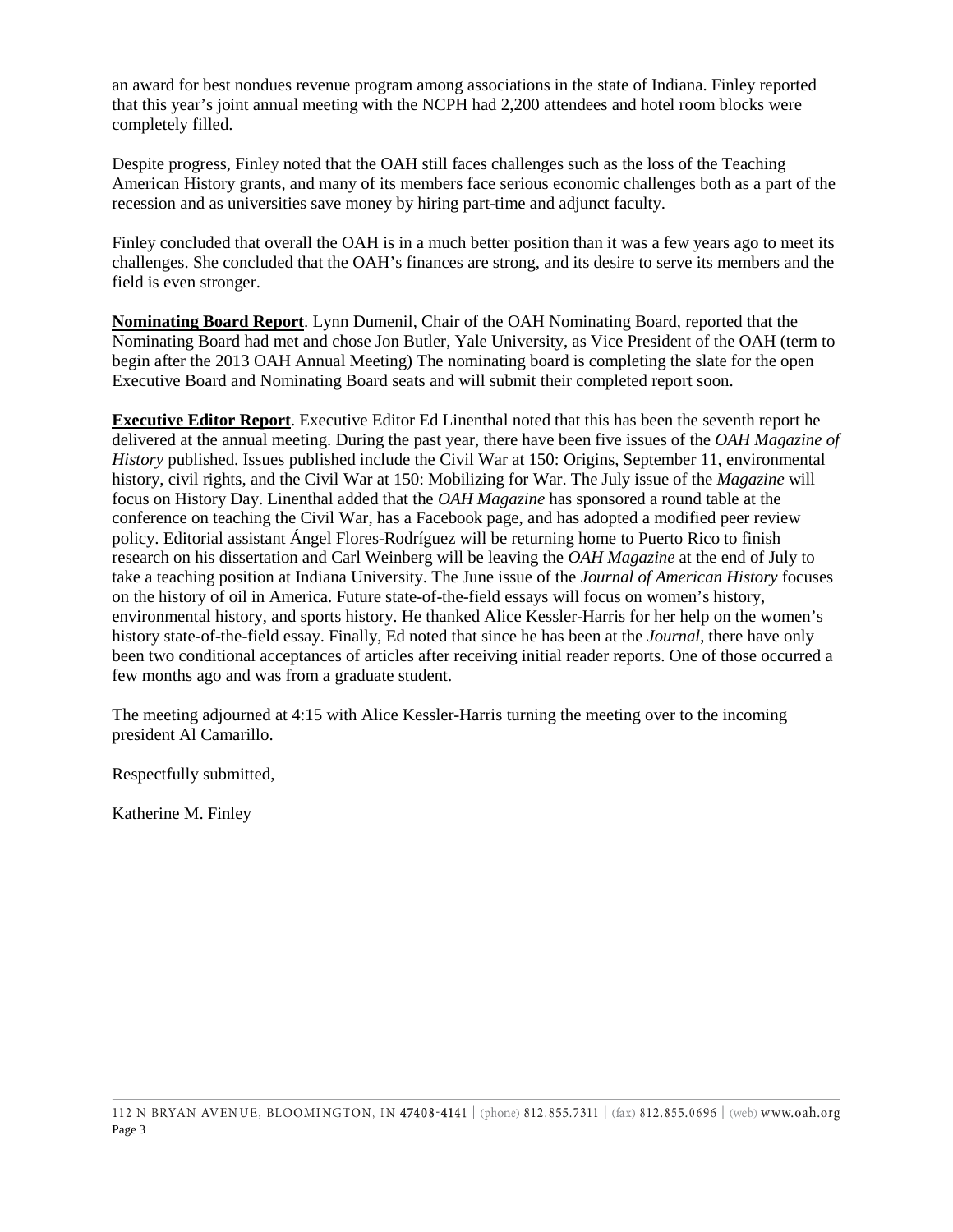an award for best nondues revenue program among associations in the state of Indiana. Finley reported that this year's joint annual meeting with the NCPH had 2,200 attendees and hotel room blocks were completely filled.

Despite progress, Finley noted that the OAH still faces challenges such as the loss of the Teaching American History grants, and many of its members face serious economic challenges both as a part of the recession and as universities save money by hiring part-time and adjunct faculty.

Finley concluded that overall the OAH is in a much better position than it was a few years ago to meet its challenges. She concluded that the OAH's finances are strong, and its desire to serve its members and the field is even stronger.

**Nominating Board Report**. Lynn Dumenil, Chair of the OAH Nominating Board, reported that the Nominating Board had met and chose Jon Butler, Yale University, as Vice President of the OAH (term to begin after the 2013 OAH Annual Meeting) The nominating board is completing the slate for the open Executive Board and Nominating Board seats and will submit their completed report soon.

**Executive Editor Report**. Executive Editor Ed Linenthal noted that this has been the seventh report he delivered at the annual meeting. During the past year, there have been five issues of the *OAH Magazine of History* published. Issues published include the Civil War at 150: Origins, September 11, environmental history, civil rights, and the Civil War at 150: Mobilizing for War. The July issue of the *Magazine* will focus on History Day. Linenthal added that the *OAH Magazine* has sponsored a round table at the conference on teaching the Civil War, has a Facebook page, and has adopted a modified peer review policy. Editorial assistant Ángel Flores-Rodríguez will be returning home to Puerto Rico to finish research on his dissertation and Carl Weinberg will be leaving the *OAH Magazine* at the end of July to take a teaching position at Indiana University. The June issue of the *Journal of American History* focuses on the history of oil in America. Future state-of-the-field essays will focus on women's history, environmental history, and sports history. He thanked Alice Kessler-Harris for her help on the women's history state-of-the-field essay. Finally, Ed noted that since he has been at the *Journal*, there have only been two conditional acceptances of articles after receiving initial reader reports. One of those occurred a few months ago and was from a graduate student.

The meeting adjourned at 4:15 with Alice Kessler-Harris turning the meeting over to the incoming president Al Camarillo.

Respectfully submitted,

Katherine M. Finley